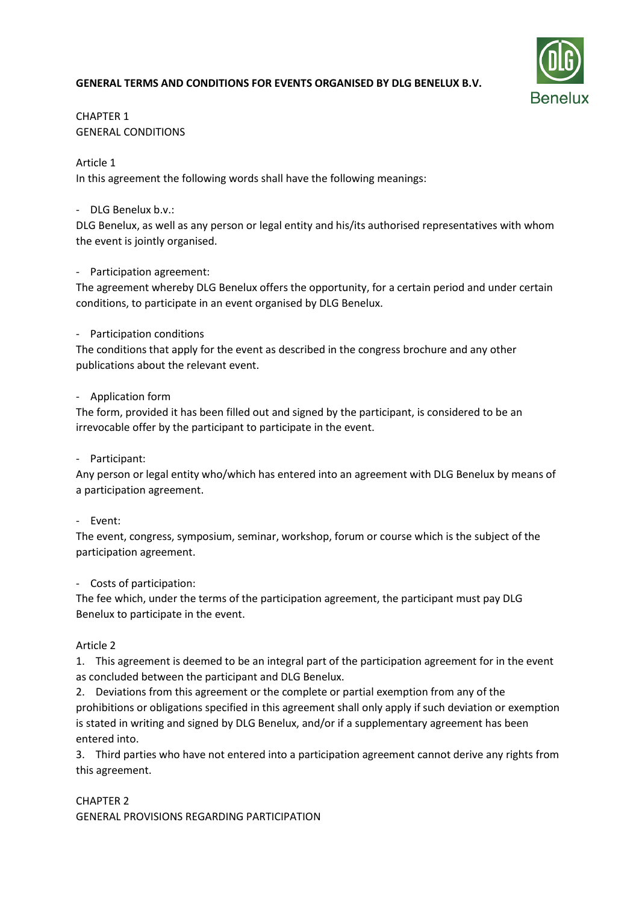# GENERAL TERMS AND CONDITIONS FOR EVENTS ORGANISED BY DLG BENELUX B.V.

## CHAPTER 1
## GENERAL CONDITIONS

### Article 1

In this agreement the following words shall have the following meanings:

- DLG Benelux b.v.:

DLG Benelux, as well as any person or legal entity and his/its authorised representatives with whom the event is jointly organised.

- Participation agreement:

The agreement whereby DLG Benelux offers the opportunity, for a certain period and under certain conditions, to participate in an event organised by DLG Benelux.

- Participation conditions

The conditions that apply for the event as described in the congress brochure and any other publications about the relevant event.

- Application form

The form, provided it has been filled out and signed by the participant, is considered to be an irrevocable offer by the participant to participate in the event.

- Participant:

Any person or legal entity who/which has entered into an agreement with DLG Benelux by means of a participation agreement.

- Event:

The event, congress, symposium, seminar, workshop, forum or course which is the subject of the participation agreement.

- Costs of participation:

The fee which, under the terms of the participation agreement, the participant must pay DLG Benelux to participate in the event.

### Article 2

1. This agreement is deemed to be an integral part of the participation agreement for in the event as concluded between the participant and DLG Benelux.
2. Deviations from this agreement or the complete or partial exemption from any of the prohibitions or obligations specified in this agreement shall only apply if such deviation or exemption is stated in writing and signed by DLG Benelux, and/or if a supplementary agreement has been entered into.
3. Third parties who have not entered into a participation agreement cannot derive any rights from this agreement.

## CHAPTER 2
## GENERAL PROVISIONS REGARDING PARTICIPATION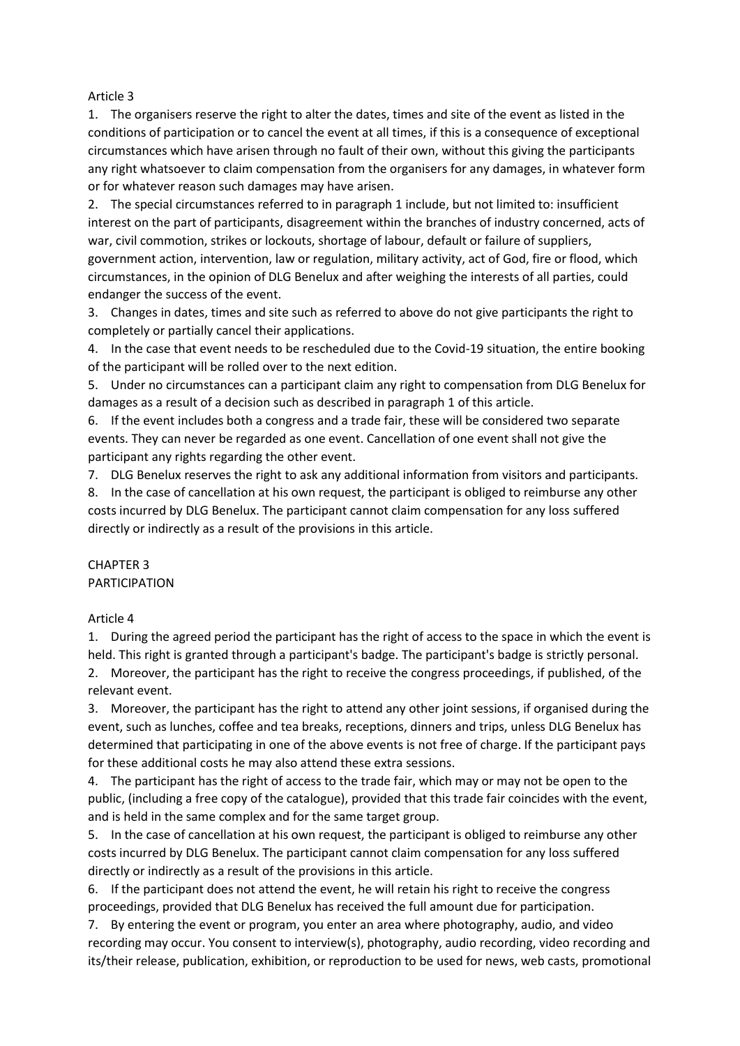Article 3

1. The organisers reserve the right to alter the dates, times and site of the event as listed in the conditions of participation or to cancel the event at all times, if this is a consequence of exceptional circumstances which have arisen through no fault of their own, without this giving the participants any right whatsoever to claim compensation from the organisers for any damages, in whatever form or for whatever reason such damages may have arisen.
2. The special circumstances referred to in paragraph 1 include, but not limited to: insufficient interest on the part of participants, disagreement within the branches of industry concerned, acts of war, civil commotion, strikes or lockouts, shortage of labour, default or failure of suppliers, government action, intervention, law or regulation, military activity, act of God, fire or flood, which circumstances, in the opinion of DLG Benelux and after weighing the interests of all parties, could endanger the success of the event.
3. Changes in dates, times and site such as referred to above do not give participants the right to completely or partially cancel their applications.
4. In the case that event needs to be rescheduled due to the Covid-19 situation, the entire booking of the participant will be rolled over to the next edition.
5. Under no circumstances can a participant claim any right to compensation from DLG Benelux for damages as a result of a decision such as described in paragraph 1 of this article.
6. If the event includes both a congress and a trade fair, these will be considered two separate events. They can never be regarded as one event. Cancellation of one event shall not give the participant any rights regarding the other event.
7. DLG Benelux reserves the right to ask any additional information from visitors and participants.
8. In the case of cancellation at his own request, the participant is obliged to reimburse any other costs incurred by DLG Benelux. The participant cannot claim compensation for any loss suffered directly or indirectly as a result of the provisions in this article.

## CHAPTER 3
## PARTICIPATION

Article 4

1. During the agreed period the participant has the right of access to the space in which the event is held. This right is granted through a participant's badge. The participant's badge is strictly personal.
2. Moreover, the participant has the right to receive the congress proceedings, if published, of the relevant event.
3. Moreover, the participant has the right to attend any other joint sessions, if organised during the event, such as lunches, coffee and tea breaks, receptions, dinners and trips, unless DLG Benelux has determined that participating in one of the above events is not free of charge. If the participant pays for these additional costs he may also attend these extra sessions.
4. The participant has the right of access to the trade fair, which may or may not be open to the public, (including a free copy of the catalogue), provided that this trade fair coincides with the event, and is held in the same complex and for the same target group.
5. In the case of cancellation at his own request, the participant is obliged to reimburse any other costs incurred by DLG Benelux. The participant cannot claim compensation for any loss suffered directly or indirectly as a result of the provisions in this article.
6. If the participant does not attend the event, he will retain his right to receive the congress proceedings, provided that DLG Benelux has received the full amount due for participation.
7. By entering the event or program, you enter an area where photography, audio, and video recording may occur. You consent to interview(s), photography, audio recording, video recording and its/their release, publication, exhibition, or reproduction to be used for news, web casts, promotional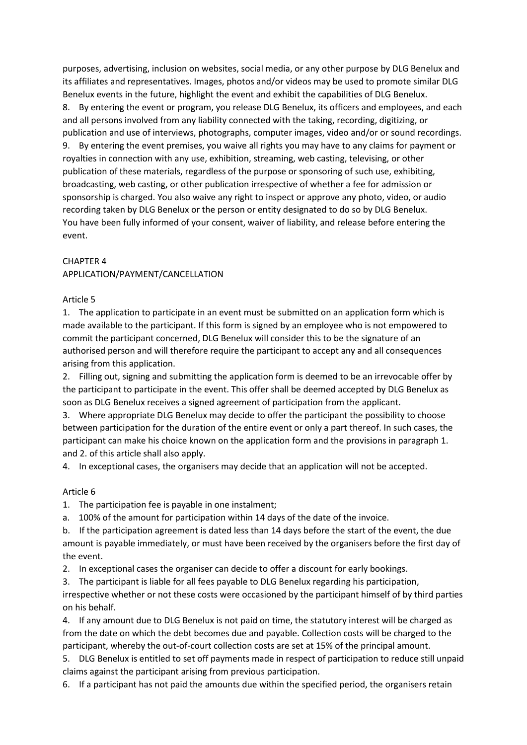purposes, advertising, inclusion on websites, social media, or any other purpose by DLG Benelux and its affiliates and representatives. Images, photos and/or videos may be used to promote similar DLG Benelux events in the future, highlight the event and exhibit the capabilities of DLG Benelux.

8. By entering the event or program, you release DLG Benelux, its officers and employees, and each and all persons involved from any liability connected with the taking, recording, digitizing, or publication and use of interviews, photographs, computer images, video and/or or sound recordings.
9. By entering the event premises, you waive all rights you may have to any claims for payment or royalties in connection with any use, exhibition, streaming, web casting, televising, or other publication of these materials, regardless of the purpose or sponsoring of such use, exhibiting, broadcasting, web casting, or other publication irrespective of whether a fee for admission or sponsorship is charged. You also waive any right to inspect or approve any photo, video, or audio recording taken by DLG Benelux or the person or entity designated to do so by DLG Benelux.

You have been fully informed of your consent, waiver of liability, and release before entering the event.

## CHAPTER 4
## APPLICATION/PAYMENT/CANCELLATION

### Article 5

1. The application to participate in an event must be submitted on an application form which is made available to the participant. If this form is signed by an employee who is not empowered to commit the participant concerned, DLG Benelux will consider this to be the signature of an authorised person and will therefore require the participant to accept any and all consequences arising from this application.
2. Filling out, signing and submitting the application form is deemed to be an irrevocable offer by the participant to participate in the event. This offer shall be deemed accepted by DLG Benelux as soon as DLG Benelux receives a signed agreement of participation from the applicant.
3. Where appropriate DLG Benelux may decide to offer the participant the possibility to choose between participation for the duration of the entire event or only a part thereof. In such cases, the participant can make his choice known on the application form and the provisions in paragraph 1. and 2. of this article shall also apply.
4. In exceptional cases, the organisers may decide that an application will not be accepted.

### Article 6

1. The participation fee is payable in one instalment;
   a. 100% of the amount for participation within 14 days of the date of the invoice.
   b. If the participation agreement is dated less than 14 days before the start of the event, the due amount is payable immediately, or must have been received by the organisers before the first day of the event.
2. In exceptional cases the organiser can decide to offer a discount for early bookings.
3. The participant is liable for all fees payable to DLG Benelux regarding his participation, irrespective whether or not these costs were occasioned by the participant himself of by third parties on his behalf.
4. If any amount due to DLG Benelux is not paid on time, the statutory interest will be charged as from the date on which the debt becomes due and payable. Collection costs will be charged to the participant, whereby the out-of-court collection costs are set at 15% of the principal amount.
5. DLG Benelux is entitled to set off payments made in respect of participation to reduce still unpaid claims against the participant arising from previous participation.
6. If a participant has not paid the amounts due within the specified period, the organisers retain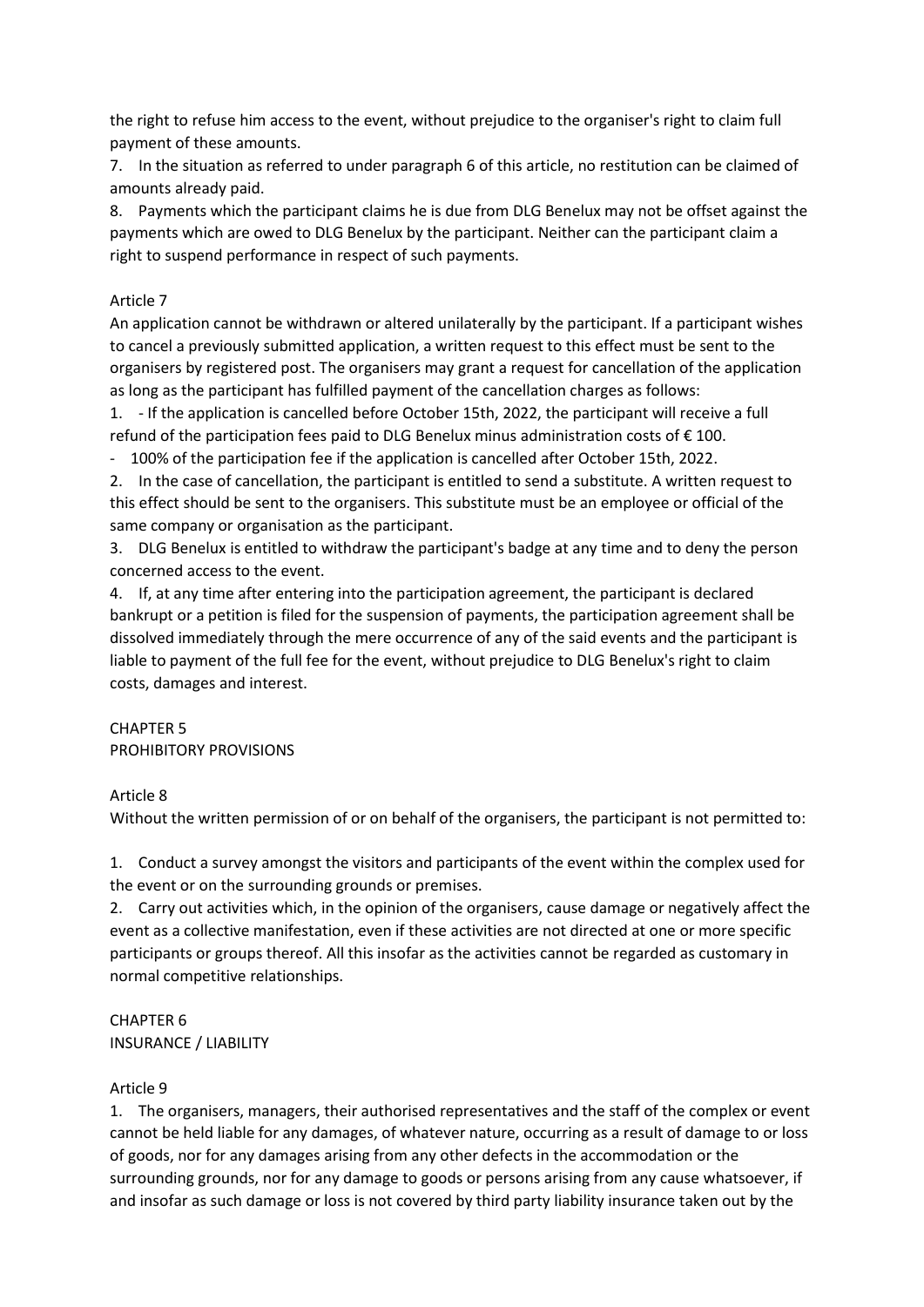the right to refuse him access to the event, without prejudice to the organiser's right to claim full payment of these amounts.

7. In the situation as referred to under paragraph 6 of this article, no restitution can be claimed of amounts already paid.
8. Payments which the participant claims he is due from DLG Benelux may not be offset against the payments which are owed to DLG Benelux by the participant. Neither can the participant claim a right to suspend performance in respect of such payments.

Article 7

An application cannot be withdrawn or altered unilaterally by the participant. If a participant wishes to cancel a previously submitted application, a written request to this effect must be sent to the organisers by registered post. The organisers may grant a request for cancellation of the application as long as the participant has fulfilled payment of the cancellation charges as follows:

1. - If the application is cancelled before October 15th, 2022, the participant will receive a full refund of the participation fees paid to DLG Benelux minus administration costs of € 100.
   - 100% of the participation fee if the application is cancelled after October 15th, 2022.
2. In the case of cancellation, the participant is entitled to send a substitute. A written request to this effect should be sent to the organisers. This substitute must be an employee or official of the same company or organisation as the participant.
3. DLG Benelux is entitled to withdraw the participant's badge at any time and to deny the person concerned access to the event.
4. If, at any time after entering into the participation agreement, the participant is declared bankrupt or a petition is filed for the suspension of payments, the participation agreement shall be dissolved immediately through the mere occurrence of any of the said events and the participant is liable to payment of the full fee for the event, without prejudice to DLG Benelux's right to claim costs, damages and interest.

## CHAPTER 5
## PROHIBITORY PROVISIONS

Article 8

Without the written permission of or on behalf of the organisers, the participant is not permitted to:

1. Conduct a survey amongst the visitors and participants of the event within the complex used for the event or on the surrounding grounds or premises.
2. Carry out activities which, in the opinion of the organisers, cause damage or negatively affect the event as a collective manifestation, even if these activities are not directed at one or more specific participants or groups thereof. All this insofar as the activities cannot be regarded as customary in normal competitive relationships.

## CHAPTER 6
## INSURANCE / LIABILITY

Article 9

1. The organisers, managers, their authorised representatives and the staff of the complex or event cannot be held liable for any damages, of whatever nature, occurring as a result of damage to or loss of goods, nor for any damages arising from any other defects in the accommodation or the surrounding grounds, nor for any damage to goods or persons arising from any cause whatsoever, if and insofar as such damage or loss is not covered by third party liability insurance taken out by the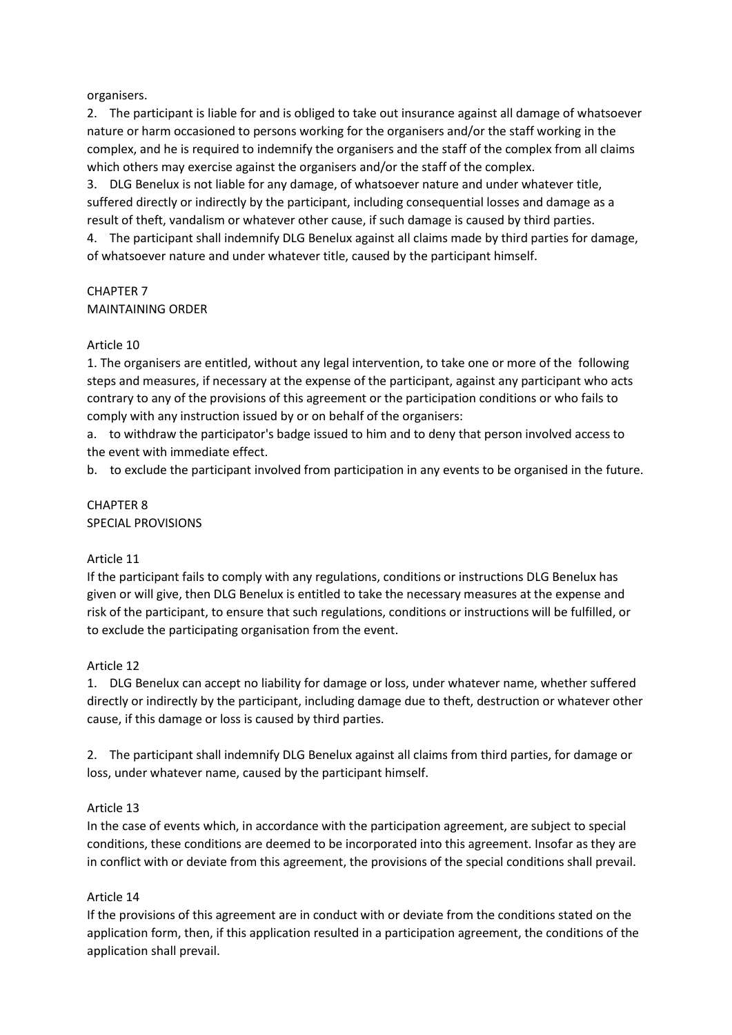organisers.

2. The participant is liable for and is obliged to take out insurance against all damage of whatsoever nature or harm occasioned to persons working for the organisers and/or the staff working in the complex, and he is required to indemnify the organisers and the staff of the complex from all claims which others may exercise against the organisers and/or the staff of the complex.

3. DLG Benelux is not liable for any damage, of whatsoever nature and under whatever title, suffered directly or indirectly by the participant, including consequential losses and damage as a result of theft, vandalism or whatever other cause, if such damage is caused by third parties.

4. The participant shall indemnify DLG Benelux against all claims made by third parties for damage, of whatsoever nature and under whatever title, caused by the participant himself.

## CHAPTER 7
## MAINTAINING ORDER

### Article 10

1. The organisers are entitled, without any legal intervention, to take one or more of the following steps and measures, if necessary at the expense of the participant, against any participant who acts contrary to any of the provisions of this agreement or the participation conditions or who fails to comply with any instruction issued by or on behalf of the organisers:

a. to withdraw the participator's badge issued to him and to deny that person involved access to the event with immediate effect.

b. to exclude the participant involved from participation in any events to be organised in the future.

## CHAPTER 8
## SPECIAL PROVISIONS

### Article 11

If the participant fails to comply with any regulations, conditions or instructions DLG Benelux has given or will give, then DLG Benelux is entitled to take the necessary measures at the expense and risk of the participant, to ensure that such regulations, conditions or instructions will be fulfilled, or to exclude the participating organisation from the event.

### Article 12

1. DLG Benelux can accept no liability for damage or loss, under whatever name, whether suffered directly or indirectly by the participant, including damage due to theft, destruction or whatever other cause, if this damage or loss is caused by third parties.

2. The participant shall indemnify DLG Benelux against all claims from third parties, for damage or loss, under whatever name, caused by the participant himself.

### Article 13

In the case of events which, in accordance with the participation agreement, are subject to special conditions, these conditions are deemed to be incorporated into this agreement. Insofar as they are in conflict with or deviate from this agreement, the provisions of the special conditions shall prevail.

### Article 14

If the provisions of this agreement are in conduct with or deviate from the conditions stated on the application form, then, if this application resulted in a participation agreement, the conditions of the application shall prevail.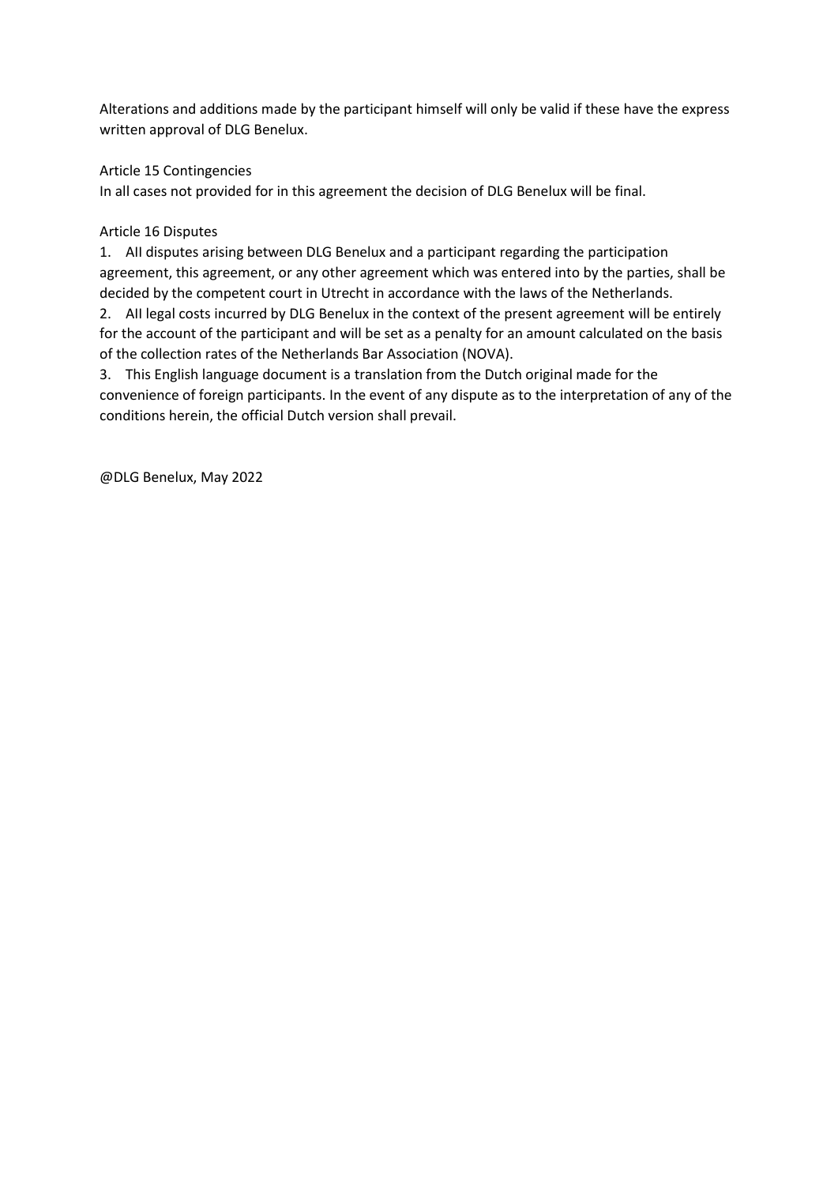Alterations and additions made by the participant himself will only be valid if these have the express written approval of DLG Benelux.

Article 15 Contingencies

In all cases not provided for in this agreement the decision of DLG Benelux will be final.

Article 16 Disputes

1. AII disputes arising between DLG Benelux and a participant regarding the participation agreement, this agreement, or any other agreement which was entered into by the parties, shall be decided by the competent court in Utrecht in accordance with the laws of the Netherlands.
2. AII legal costs incurred by DLG Benelux in the context of the present agreement will be entirely for the account of the participant and will be set as a penalty for an amount calculated on the basis of the collection rates of the Netherlands Bar Association (NOVA).
3. This English language document is a translation from the Dutch original made for the convenience of foreign participants. In the event of any dispute as to the interpretation of any of the conditions herein, the official Dutch version shall prevail.

@DLG Benelux, May 2022